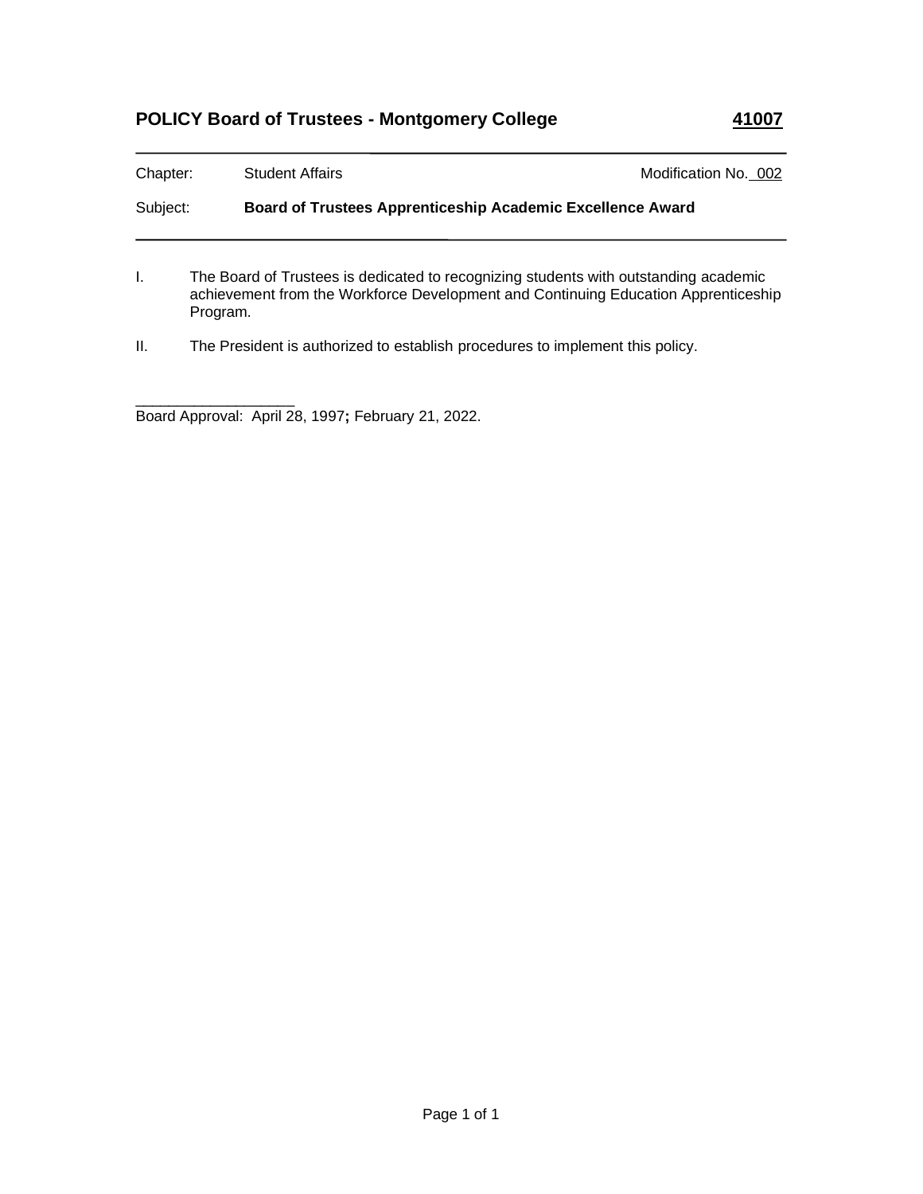# POLICY Board of Trustees - Montgomery College 41007

Chapter: Student Affairs — Modification No. 002

Subject: **Board of Trustees Apprenticeship Academic Excellence Award**

---

I. The Board of Trustees is dedicated to recognizing students with outstanding academic achievement from the Workforce Development and Continuing Education Apprenticeship Program.

II. The President is authorized to establish procedures to implement this policy.

___________________

Board Approval: April 28, 1997**;** February 21, 2022.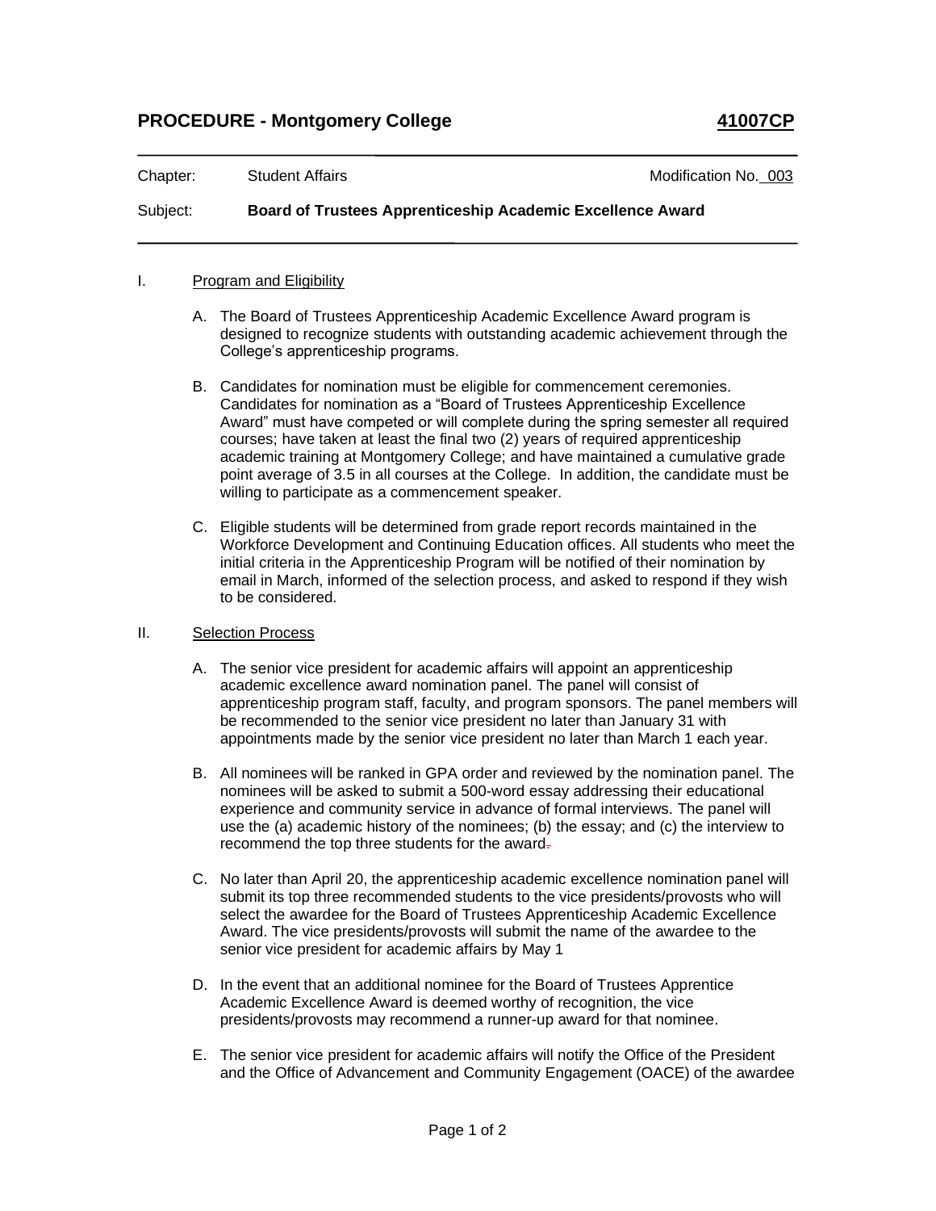## PROCEDURE - Montgomery College **41007CP**

Chapter: Student Affairs Modification No. 003

Subject: **Board of Trustees Apprenticeship Academic Excellence Award**

I. Program and Eligibility

A. The Board of Trustees Apprenticeship Academic Excellence Award program is designed to recognize students with outstanding academic achievement through the College's apprenticeship programs.

B. Candidates for nomination must be eligible for commencement ceremonies. Candidates for nomination as a "Board of Trustees Apprenticeship Excellence Award" must have competed or will complete during the spring semester all required courses; have taken at least the final two (2) years of required apprenticeship academic training at Montgomery College; and have maintained a cumulative grade point average of 3.5 in all courses at the College. In addition, the candidate must be willing to participate as a commencement speaker.

C. Eligible students will be determined from grade report records maintained in the Workforce Development and Continuing Education offices. All students who meet the initial criteria in the Apprenticeship Program will be notified of their nomination by email in March, informed of the selection process, and asked to respond if they wish to be considered.

II. Selection Process

A. The senior vice president for academic affairs will appoint an apprenticeship academic excellence award nomination panel. The panel will consist of apprenticeship program staff, faculty, and program sponsors. The panel members will be recommended to the senior vice president no later than January 31 with appointments made by the senior vice president no later than March 1 each year.

B. All nominees will be ranked in GPA order and reviewed by the nomination panel. The nominees will be asked to submit a 500-word essay addressing their educational experience and community service in advance of formal interviews. The panel will use the (a) academic history of the nominees; (b) the essay; and (c) the interview to recommend the top three students for the award.

C. No later than April 20, the apprenticeship academic excellence nomination panel will submit its top three recommended students to the vice presidents/provosts who will select the awardee for the Board of Trustees Apprenticeship Academic Excellence Award. The vice presidents/provosts will submit the name of the awardee to the senior vice president for academic affairs by May 1

D. In the event that an additional nominee for the Board of Trustees Apprentice Academic Excellence Award is deemed worthy of recognition, the vice presidents/provosts may recommend a runner-up award for that nominee.

E. The senior vice president for academic affairs will notify the Office of the President and the Office of Advancement and Community Engagement (OACE) of the awardee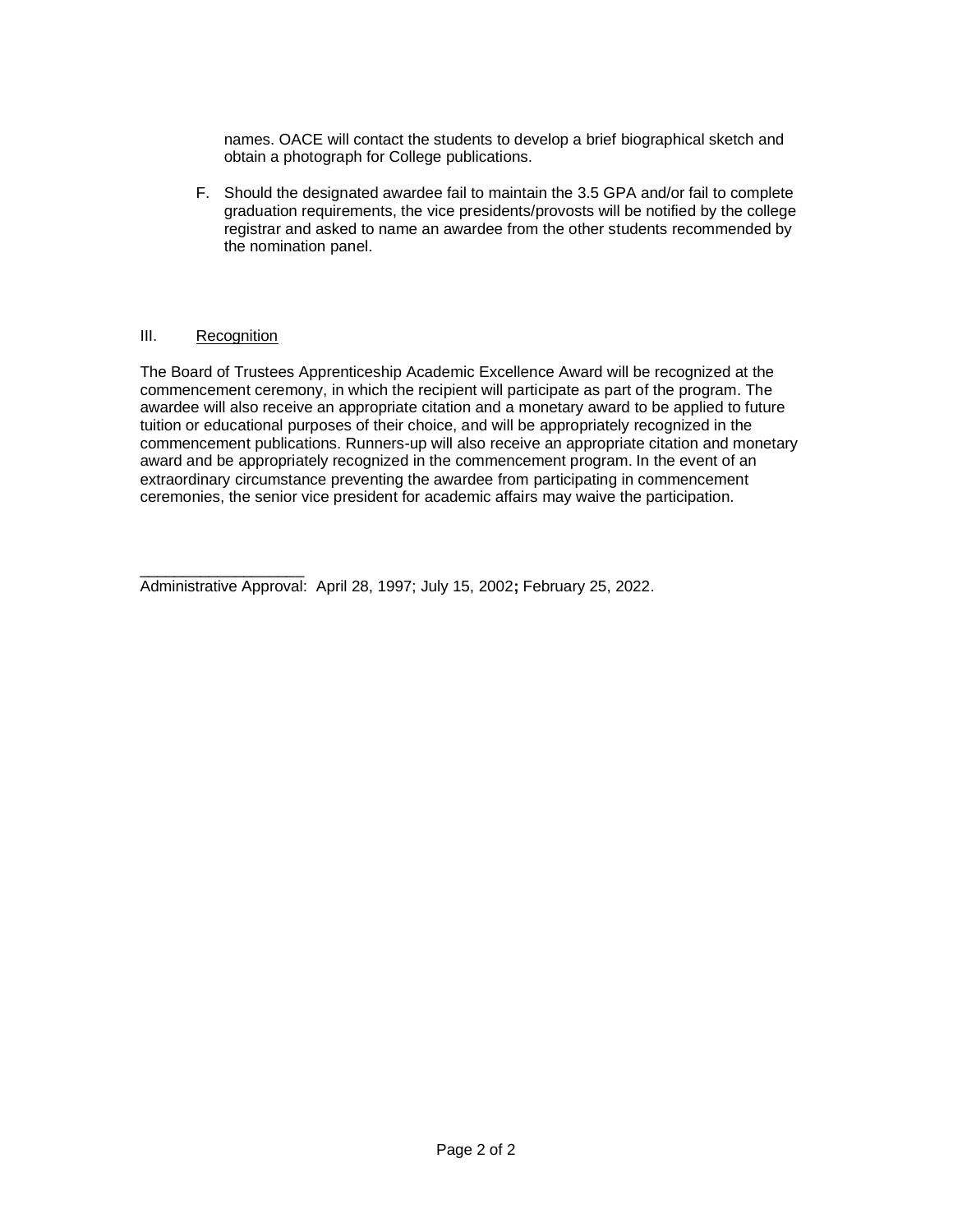names. OACE will contact the students to develop a brief biographical sketch and obtain a photograph for College publications.

F. Should the designated awardee fail to maintain the 3.5 GPA and/or fail to complete graduation requirements, the vice presidents/provosts will be notified by the college registrar and asked to name an awardee from the other students recommended by the nomination panel.

## III. Recognition

The Board of Trustees Apprenticeship Academic Excellence Award will be recognized at the commencement ceremony, in which the recipient will participate as part of the program. The awardee will also receive an appropriate citation and a monetary award to be applied to future tuition or educational purposes of their choice, and will be appropriately recognized in the commencement publications. Runners-up will also receive an appropriate citation and monetary award and be appropriately recognized in the commencement program. In the event of an extraordinary circumstance preventing the awardee from participating in commencement ceremonies, the senior vice president for academic affairs may waive the participation.

___________________

Administrative Approval: April 28, 1997; July 15, 2002**;** February 25, 2022.